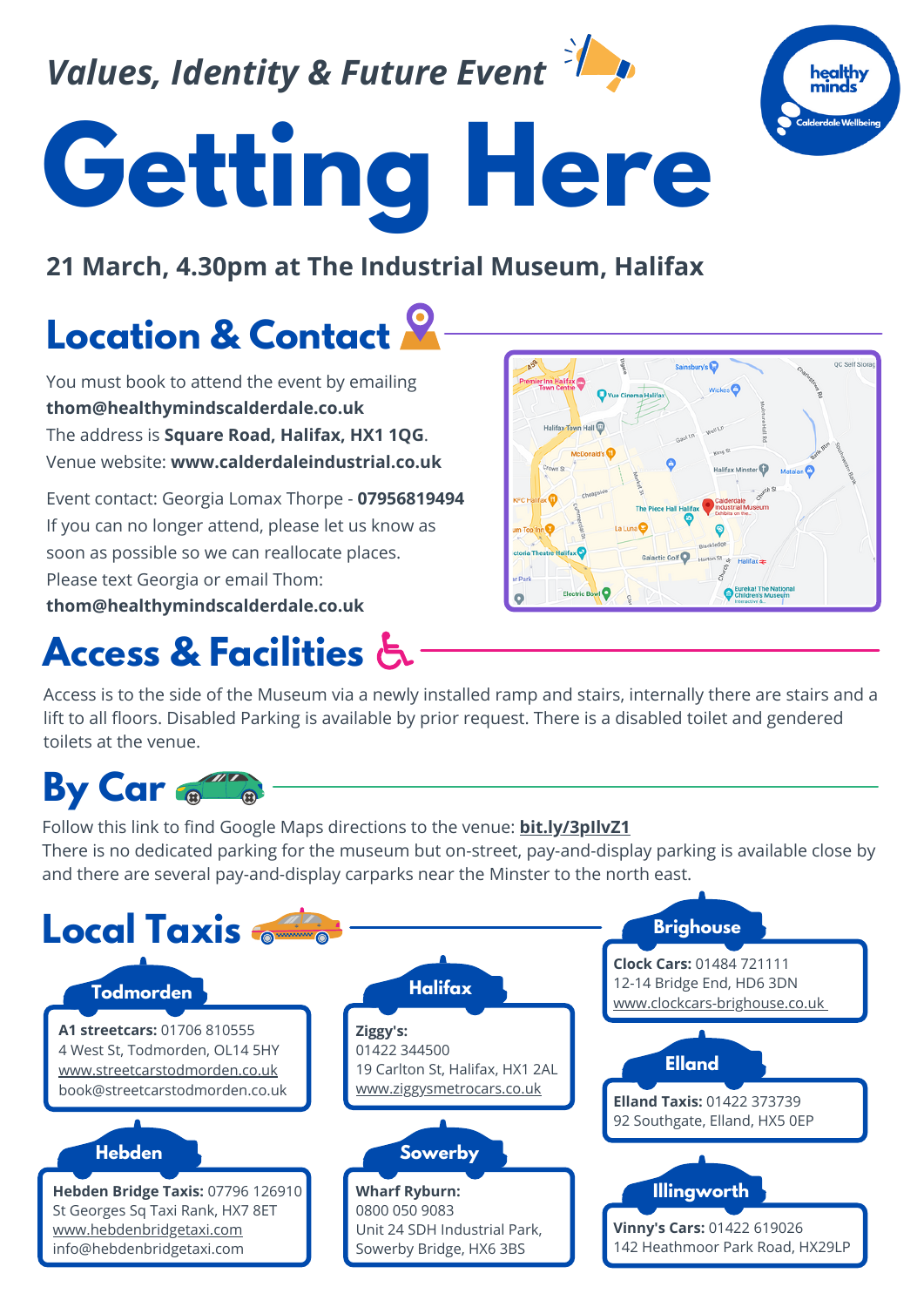*Values, Identity & Future Event*

# Getting Here

**21 March, 4.30pm at The Industrial Museum, Halifax**

## Location & Contact

You must book to attend the event by emailing **thom@healthymindscalderdale.co.uk**
The address is **Square Road, Halifax, HX1 1QG**.
Venue website: **www.calderdaleindustrial.co.uk**

Event contact: Georgia Lomax Thorpe - **07956819494**
If you can no longer attend, please let us know as soon as possible so we can reallocate places.
Please text Georgia or email Thom:
**thom@healthymindscalderdale.co.uk**

## Access & Facilities

Access is to the side of the Museum via a newly installed ramp and stairs, internally there are stairs and a lift to all floors. Disabled Parking is available by prior request. There is a disabled toilet and gendered toilets at the venue.

## By Car

Follow this link to find Google Maps directions to the venue: **bit.ly/3pIlvZ1**
There is no dedicated parking for the museum but on-street, pay-and-display parking is available close by and there are several pay-and-display carparks near the Minster to the north east.

## Local Taxis

### Todmorden
**A1 streetcars:** 01706 810555
4 West St, Todmorden, OL14 5HY
www.streetcarstodmorden.co.uk
book@streetcarstodmorden.co.uk

### Hebden
**Hebden Bridge Taxis:** 07796 126910
St Georges Sq Taxi Rank, HX7 8ET
www.hebdenbridgetaxi.com
info@hebdenbridgetaxi.com

### Halifax
**Ziggy's:**
01422 344500
19 Carlton St, Halifax, HX1 2AL
www.ziggysmetrocars.co.uk

### Sowerby
**Wharf Ryburn:**
0800 050 9083
Unit 24 SDH Industrial Park,
Sowerby Bridge, HX6 3BS

### Brighouse
**Clock Cars:** 01484 721111
12-14 Bridge End, HD6 3DN
www.clockcars-brighouse.co.uk

### Elland
**Elland Taxis:** 01422 373739
92 Southgate, Elland, HX5 0EP

### Illingworth
**Vinny's Cars:** 01422 619026
142 Heathmoor Park Road, HX29LP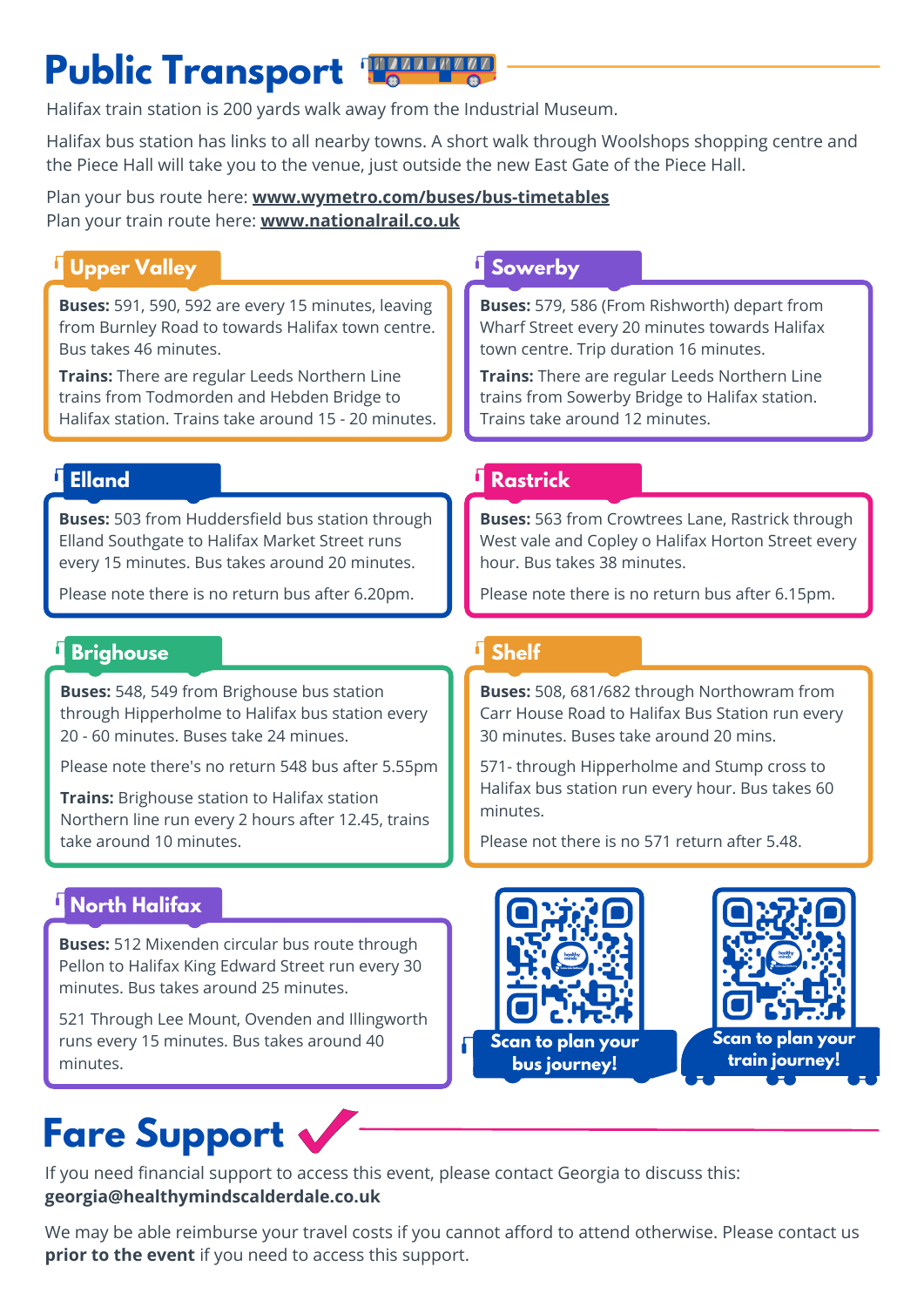# Public Transport

Halifax train station is 200 yards walk away from the Industrial Museum.

Halifax bus station has links to all nearby towns. A short walk through Woolshops shopping centre and the Piece Hall will take you to the venue, just outside the new East Gate of the Piece Hall.

Plan your bus route here: **www.wymetro.com/buses/bus-timetables**
Plan your train route here: **www.nationalrail.co.uk**

## Upper Valley

**Buses:** 591, 590, 592 are every 15 minutes, leaving from Burnley Road to towards Halifax town centre. Bus takes 46 minutes.

**Trains:** There are regular Leeds Northern Line trains from Todmorden and Hebden Bridge to Halifax station. Trains take around 15 - 20 minutes.

## Sowerby

**Buses:** 579, 586 (From Rishworth) depart from Wharf Street every 20 minutes towards Halifax town centre. Trip duration 16 minutes.

**Trains:** There are regular Leeds Northern Line trains from Sowerby Bridge to Halifax station. Trains take around 12 minutes.

## Elland

**Buses:** 503 from Huddersfield bus station through Elland Southgate to Halifax Market Street runs every 15 minutes. Bus takes around 20 minutes.

Please note there is no return bus after 6.20pm.

## Rastrick

**Buses:** 563 from Crowtrees Lane, Rastrick through West vale and Copley o Halifax Horton Street every hour. Bus takes 38 minutes.

Please note there is no return bus after 6.15pm.

## Brighouse

**Buses:** 548, 549 from Brighouse bus station through Hipperholme to Halifax bus station every 20 - 60 minutes. Buses take 24 minutes.

Please note there's no return 548 bus after 5.55pm

**Trains:** Brighouse station to Halifax station Northern line run every 2 hours after 12.45, trains take around 10 minutes.

## Shelf

**Buses:** 508, 681/682 through Northowram from Carr House Road to Halifax Bus Station run every 30 minutes. Buses take around 20 mins.

571- through Hipperholme and Stump cross to Halifax bus station run every hour. Bus takes 60 minutes.

Please not there is no 571 return after 5.48.

## North Halifax

**Buses:** 512 Mixenden circular bus route through Pellon to Halifax King Edward Street run every 30 minutes. Bus takes around 25 minutes.

521 Through Lee Mount, Ovenden and Illingworth runs every 15 minutes. Bus takes around 40 minutes.

Scan to plan your bus journey!

Scan to plan your train journey!

# Fare Support

If you need financial support to access this event, please contact Georgia to discuss this: **georgia@healthymindscalderdale.co.uk**

We may be able reimburse your travel costs if you cannot afford to attend otherwise. Please contact us **prior to the event** if you need to access this support.